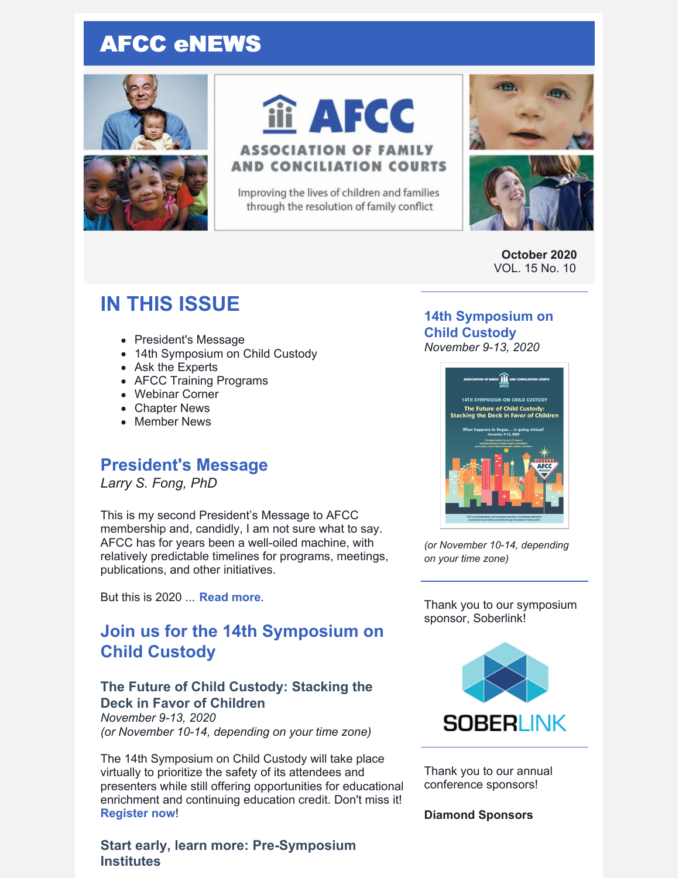# AFCC eNEWS

AFCC
ASSOCIATION OF FAMILY AND CONCILIATION COURTS
Improving the lives of children and families through the resolution of family conflict

**October 2020**
VOL. 15 No. 10

## IN THIS ISSUE

- President's Message
- 14th Symposium on Child Custody
- Ask the Experts
- AFCC Training Programs
- Webinar Corner
- Chapter News
- Member News

## President's Message

*Larry S. Fong, PhD*

This is my second President's Message to AFCC membership and, candidly, I am not sure what to say. AFCC has for years been a well-oiled machine, with relatively predictable timelines for programs, meetings, publications, and other initiatives.

But this is 2020 ... **Read more**.

## Join us for the 14th Symposium on Child Custody

### The Future of Child Custody: Stacking the Deck in Favor of Children

*November 9-13, 2020*
*(or November 10-14, depending on your time zone)*

The 14th Symposium on Child Custody will take place virtually to prioritize the safety of its attendees and presenters while still offering opportunities for educational enrichment and continuing education credit. Don't miss it! **Register now**!

### Start early, learn more: Pre-Symposium Institutes

---

### 14th Symposium on Child Custody

*November 9-13, 2020*

*(or November 10-14, depending on your time zone)*

Thank you to our symposium sponsor, Soberlink!

SOBERLINK

Thank you to our annual conference sponsors!

**Diamond Sponsors**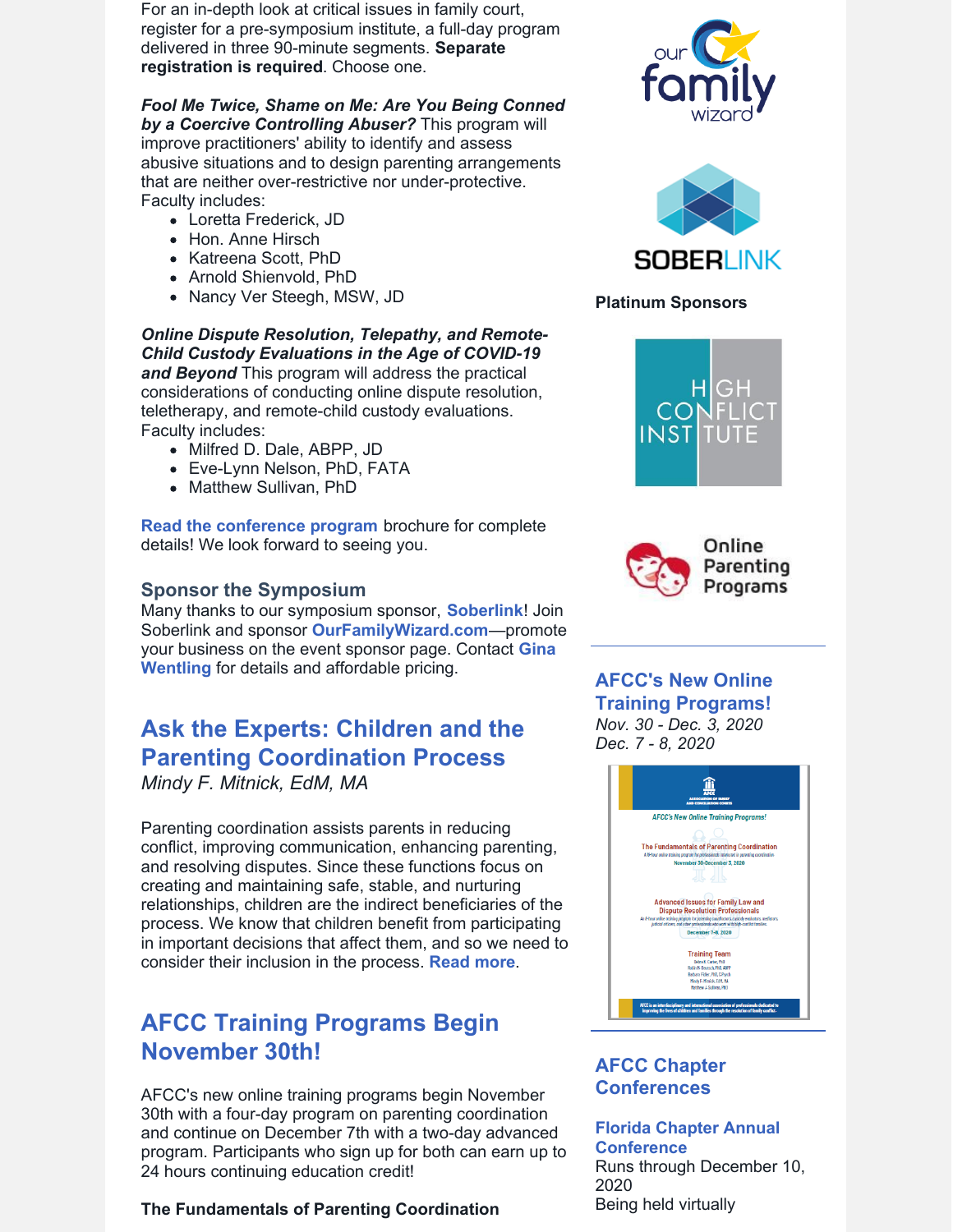For an in-depth look at critical issues in family court, register for a pre-symposium institute, a full-day program delivered in three 90-minute segments. **Separate registration is required**. Choose one.

***Fool Me Twice, Shame on Me: Are You Being Conned by a Coercive Controlling Abuser?*** This program will improve practitioners' ability to identify and assess abusive situations and to design parenting arrangements that are neither over-restrictive nor under-protective. Faculty includes:

- Loretta Frederick, JD
- Hon. Anne Hirsch
- Katreena Scott, PhD
- Arnold Shienvold, PhD
- Nancy Ver Steegh, MSW, JD

***Online Dispute Resolution, Telepathy, and Remote-Child Custody Evaluations in the Age of COVID-19 and Beyond*** This program will address the practical considerations of conducting online dispute resolution, teletherapy, and remote-child custody evaluations. Faculty includes:

- Milfred D. Dale, ABPP, JD
- Eve-Lynn Nelson, PhD, FATA
- Matthew Sullivan, PhD

**Read the conference program** brochure for complete details! We look forward to seeing you.

### Sponsor the Symposium

Many thanks to our symposium sponsor, **Soberlink**! Join Soberlink and sponsor **OurFamilyWizard.com**—promote your business on the event sponsor page. Contact **Gina Wentling** for details and affordable pricing.

## Ask the Experts: Children and the Parenting Coordination Process

*Mindy F. Mitnick, EdM, MA*

Parenting coordination assists parents in reducing conflict, improving communication, enhancing parenting, and resolving disputes. Since these functions focus on creating and maintaining safe, stable, and nurturing relationships, children are the indirect beneficiaries of the process. We know that children benefit from participating in important decisions that affect them, and so we need to consider their inclusion in the process. **Read more**.

## AFCC Training Programs Begin November 30th!

AFCC's new online training programs begin November 30th with a four-day program on parenting coordination and continue on December 7th with a two-day advanced program. Participants who sign up for both can earn up to 24 hours continuing education credit!

**The Fundamentals of Parenting Coordination**

our family wizard

SOBERLINK

**Platinum Sponsors**

HIGH CONFLICT INSTITUTE

Online Parenting Programs

### AFCC's New Online Training Programs!

*Nov. 30 - Dec. 3, 2020*
*Dec. 7 - 8, 2020*

### AFCC Chapter Conferences

**Florida Chapter Annual Conference**
Runs through December 10, 2020
Being held virtually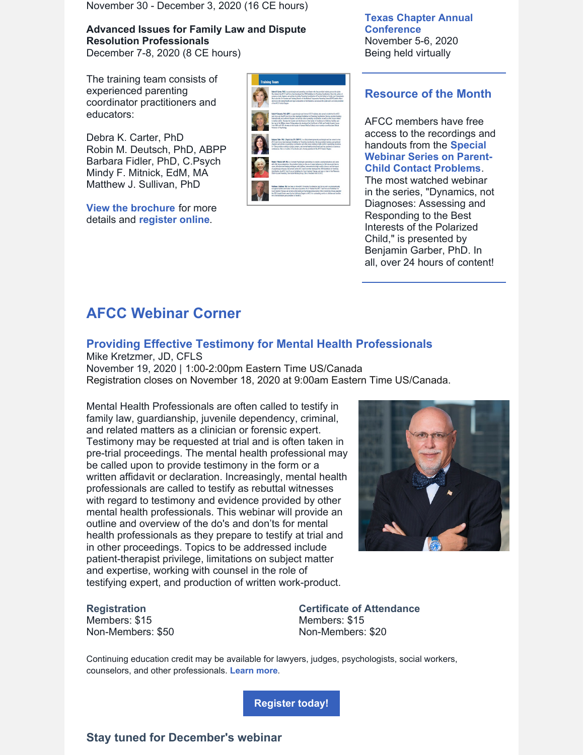November 30 - December 3, 2020 (16 CE hours)

**Advanced Issues for Family Law and Dispute Resolution Professionals**
December 7-8, 2020 (8 CE hours)

The training team consists of experienced parenting coordinator practitioners and educators:

Debra K. Carter, PhD
Robin M. Deutsch, PhD, ABPP
Barbara Fidler, PhD, C.Psych
Mindy F. Mitnick, EdM, MA
Matthew J. Sullivan, PhD

**View the brochure** for more details and **register online**.

**Texas Chapter Annual Conference**
November 5-6, 2020
Being held virtually

## Resource of the Month

AFCC members have free access to the recordings and handouts from the **Special Webinar Series on Parent-Child Contact Problems**. The most watched webinar in the series, "Dynamics, not Diagnoses: Assessing and Responding to the Best Interests of the Polarized Child," is presented by Benjamin Garber, PhD. In all, over 24 hours of content!

## AFCC Webinar Corner

### Providing Effective Testimony for Mental Health Professionals

Mike Kretzmer, JD, CFLS
November 19, 2020 | 1:00-2:00pm Eastern Time US/Canada
Registration closes on November 18, 2020 at 9:00am Eastern Time US/Canada.

Mental Health Professionals are often called to testify in family law, guardianship, juvenile dependency, criminal, and related matters as a clinician or forensic expert. Testimony may be requested at trial and is often taken in pre-trial proceedings. The mental health professional may be called upon to provide testimony in the form or a written affidavit or declaration. Increasingly, mental health professionals are called to testify as rebuttal witnesses with regard to testimony and evidence provided by other mental health professionals. This webinar will provide an outline and overview of the do's and don'ts for mental health professionals as they prepare to testify at trial and in other proceedings. Topics to be addressed include patient-therapist privilege, limitations on subject matter and expertise, working with counsel in the role of testifying expert, and production of written work-product.

**Registration**
Members: $15
Non-Members: $50

**Certificate of Attendance**
Members: $15
Non-Members: $20

Continuing education credit may be available for lawyers, judges, psychologists, social workers, counselors, and other professionals. **Learn more**.

**Register today!**

### Stay tuned for December's webinar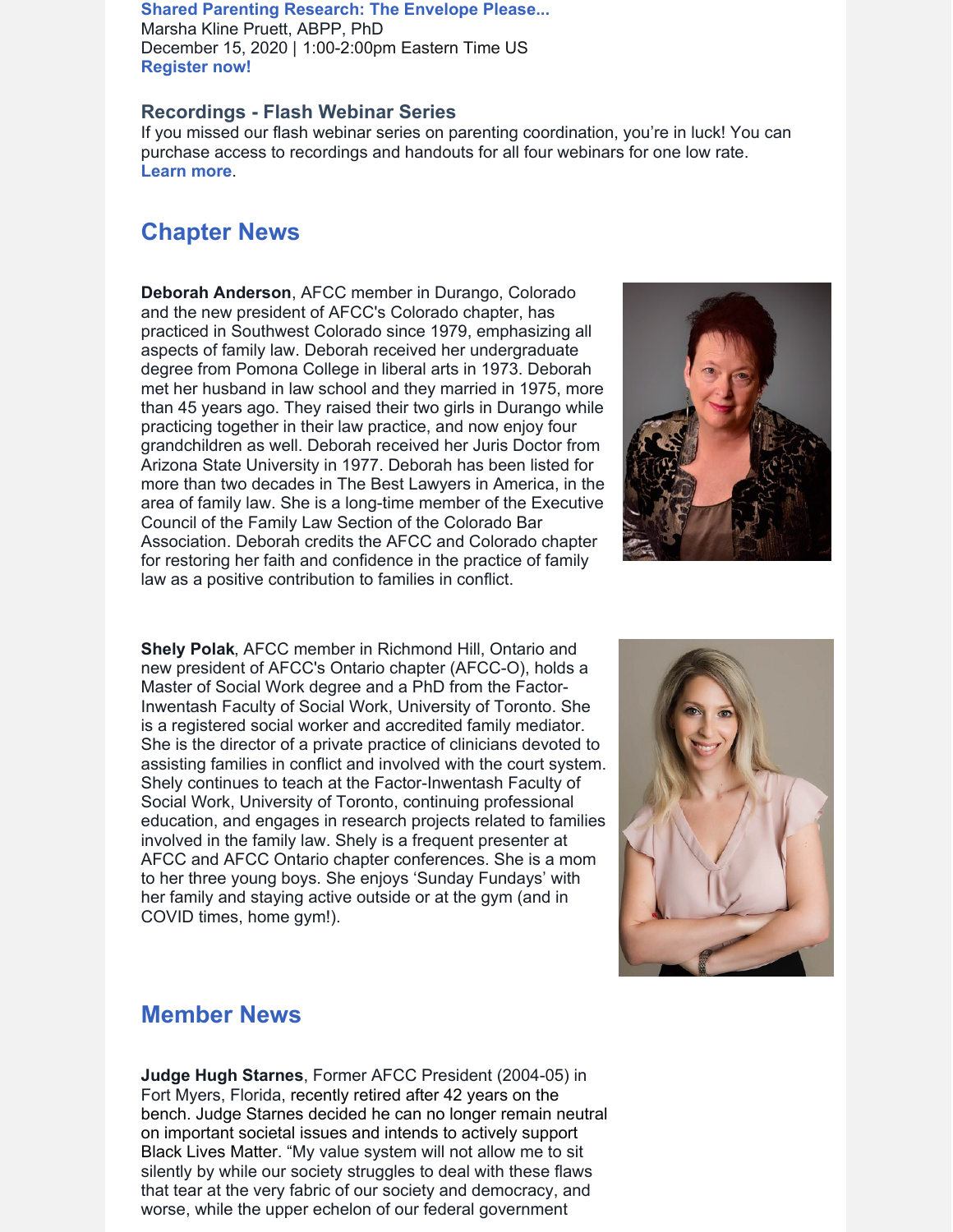**Shared Parenting Research: The Envelope Please...**
Marsha Kline Pruett, ABPP, PhD
December 15, 2020 | 1:00-2:00pm Eastern Time US
**Register now!**

### Recordings - Flash Webinar Series

If you missed our flash webinar series on parenting coordination, you're in luck! You can purchase access to recordings and handouts for all four webinars for one low rate. **Learn more**.

## Chapter News

**Deborah Anderson**, AFCC member in Durango, Colorado and the new president of AFCC's Colorado chapter, has practiced in Southwest Colorado since 1979, emphasizing all aspects of family law. Deborah received her undergraduate degree from Pomona College in liberal arts in 1973. Deborah met her husband in law school and they married in 1975, more than 45 years ago. They raised their two girls in Durango while practicing together in their law practice, and now enjoy four grandchildren as well. Deborah received her Juris Doctor from Arizona State University in 1977. Deborah has been listed for more than two decades in The Best Lawyers in America, in the area of family law. She is a long-time member of the Executive Council of the Family Law Section of the Colorado Bar Association. Deborah credits the AFCC and Colorado chapter for restoring her faith and confidence in the practice of family law as a positive contribution to families in conflict.

**Shely Polak**, AFCC member in Richmond Hill, Ontario and new president of AFCC's Ontario chapter (AFCC-O), holds a Master of Social Work degree and a PhD from the Factor-Inwentash Faculty of Social Work, University of Toronto. She is a registered social worker and accredited family mediator. She is the director of a private practice of clinicians devoted to assisting families in conflict and involved with the court system. Shely continues to teach at the Factor-Inwentash Faculty of Social Work, University of Toronto, continuing professional education, and engages in research projects related to families involved in the family law. Shely is a frequent presenter at AFCC and AFCC Ontario chapter conferences. She is a mom to her three young boys. She enjoys 'Sunday Fundays' with her family and staying active outside or at the gym (and in COVID times, home gym!).

## Member News

**Judge Hugh Starnes**, Former AFCC President (2004-05) in Fort Myers, Florida, recently retired after 42 years on the bench. Judge Starnes decided he can no longer remain neutral on important societal issues and intends to actively support Black Lives Matter. "My value system will not allow me to sit silently by while our society struggles to deal with these flaws that tear at the very fabric of our society and democracy, and worse, while the upper echelon of our federal government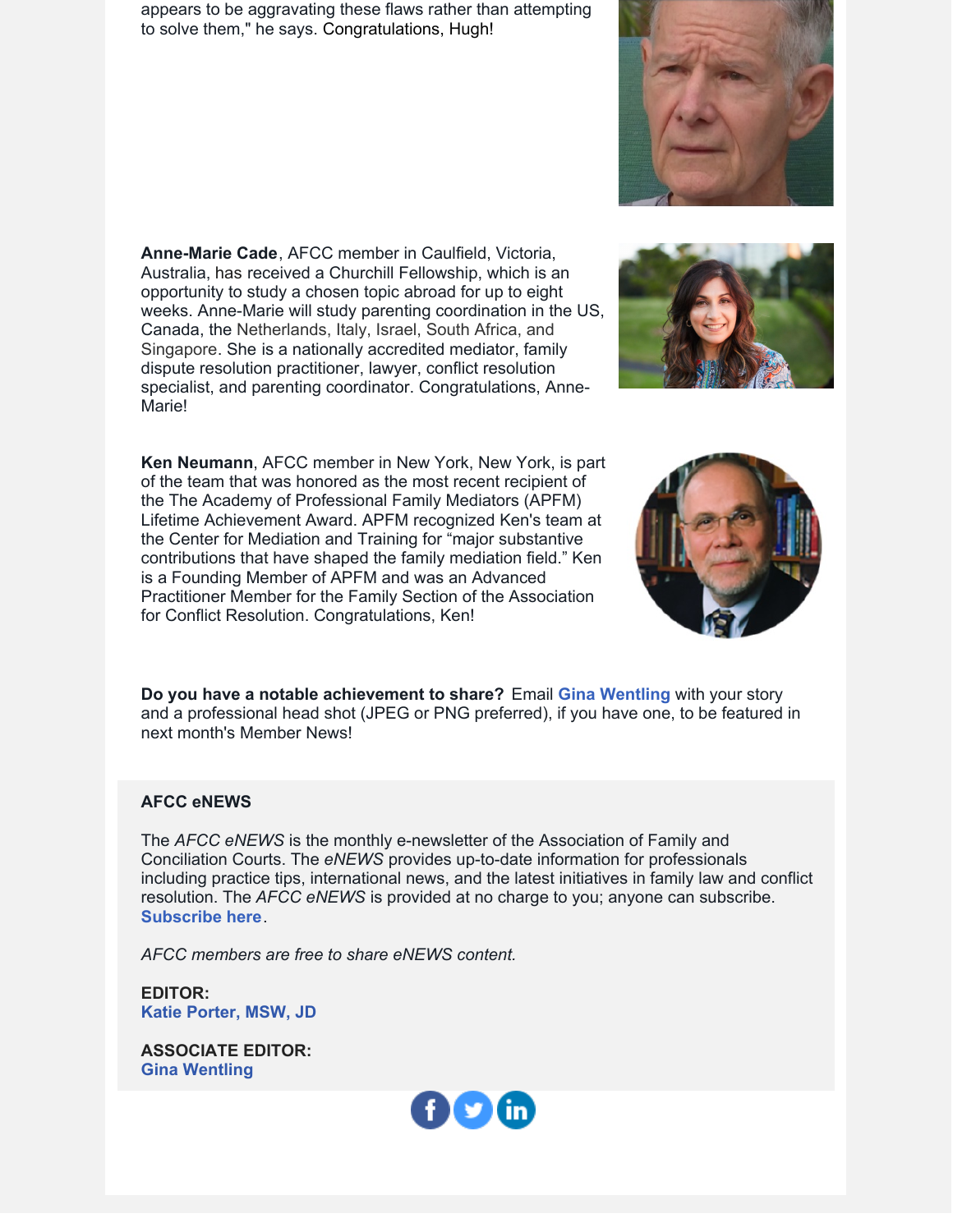appears to be aggravating these flaws rather than attempting to solve them," he says. Congratulations, Hugh!

**Anne-Marie Cade**, AFCC member in Caulfield, Victoria, Australia, has received a Churchill Fellowship, which is an opportunity to study a chosen topic abroad for up to eight weeks. Anne-Marie will study parenting coordination in the US, Canada, the Netherlands, Italy, Israel, South Africa, and Singapore. She is a nationally accredited mediator, family dispute resolution practitioner, lawyer, conflict resolution specialist, and parenting coordinator. Congratulations, Anne-Marie!

**Ken Neumann**, AFCC member in New York, New York, is part of the team that was honored as the most recent recipient of the The Academy of Professional Family Mediators (APFM) Lifetime Achievement Award. APFM recognized Ken's team at the Center for Mediation and Training for “major substantive contributions that have shaped the family mediation field.” Ken is a Founding Member of APFM and was an Advanced Practitioner Member for the Family Section of the Association for Conflict Resolution. Congratulations, Ken!

**Do you have a notable achievement to share?** Email **Gina Wentling** with your story and a professional head shot (JPEG or PNG preferred), if you have one, to be featured in next month's Member News!

**AFCC eNEWS**

The *AFCC eNEWS* is the monthly e-newsletter of the Association of Family and Conciliation Courts. The *eNEWS* provides up-to-date information for professionals including practice tips, international news, and the latest initiatives in family law and conflict resolution. The *AFCC eNEWS* is provided at no charge to you; anyone can subscribe. **Subscribe here**.

*AFCC members are free to share eNEWS content.*

**EDITOR:**
**Katie Porter, MSW, JD**

**ASSOCIATE EDITOR:**
**Gina Wentling**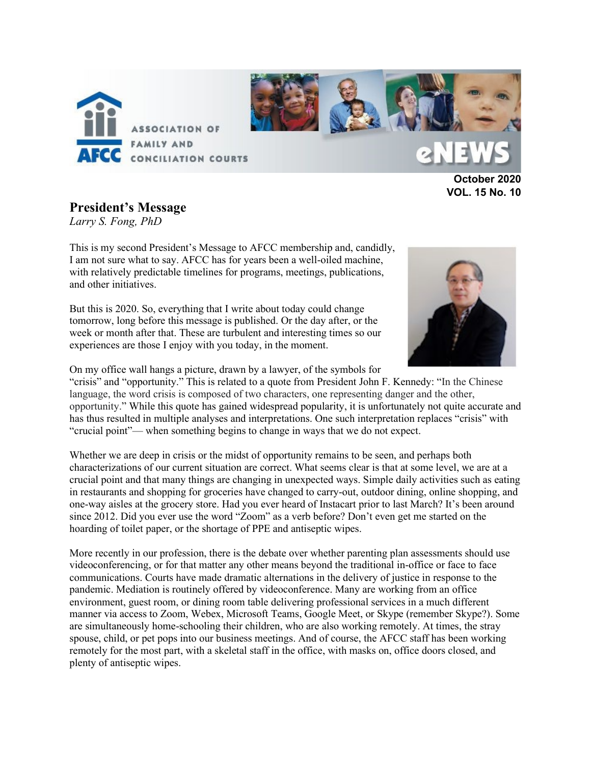ASSOCIATION OF FAMILY AND CONCILIATION COURTS

**eNEWS**

**October 2020**
**VOL. 15 No. 10**

## President's Message

*Larry S. Fong, PhD*

This is my second President's Message to AFCC membership and, candidly, I am not sure what to say. AFCC has for years been a well-oiled machine, with relatively predictable timelines for programs, meetings, publications, and other initiatives.

But this is 2020. So, everything that I write about today could change tomorrow, long before this message is published. Or the day after, or the week or month after that. These are turbulent and interesting times so our experiences are those I enjoy with you today, in the moment.

On my office wall hangs a picture, drawn by a lawyer, of the symbols for "crisis" and "opportunity." This is related to a quote from President John F. Kennedy: "In the Chinese language, the word crisis is composed of two characters, one representing danger and the other, opportunity." While this quote has gained widespread popularity, it is unfortunately not quite accurate and has thus resulted in multiple analyses and interpretations. One such interpretation replaces "crisis" with "crucial point"— when something begins to change in ways that we do not expect.

Whether we are deep in crisis or the midst of opportunity remains to be seen, and perhaps both characterizations of our current situation are correct. What seems clear is that at some level, we are at a crucial point and that many things are changing in unexpected ways. Simple daily activities such as eating in restaurants and shopping for groceries have changed to carry-out, outdoor dining, online shopping, and one-way aisles at the grocery store. Had you ever heard of Instacart prior to last March? It's been around since 2012. Did you ever use the word "Zoom" as a verb before? Don't even get me started on the hoarding of toilet paper, or the shortage of PPE and antiseptic wipes.

More recently in our profession, there is the debate over whether parenting plan assessments should use videoconferencing, or for that matter any other means beyond the traditional in-office or face to face communications. Courts have made dramatic alternations in the delivery of justice in response to the pandemic. Mediation is routinely offered by videoconference. Many are working from an office environment, guest room, or dining room table delivering professional services in a much different manner via access to Zoom, Webex, Microsoft Teams, Google Meet, or Skype (remember Skype?). Some are simultaneously home-schooling their children, who are also working remotely. At times, the stray spouse, child, or pet pops into our business meetings. And of course, the AFCC staff has been working remotely for the most part, with a skeletal staff in the office, with masks on, office doors closed, and plenty of antiseptic wipes.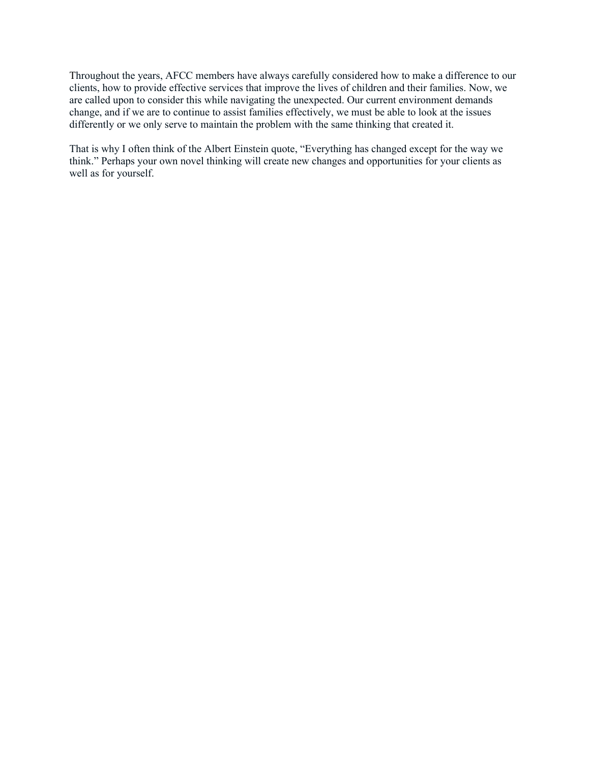Throughout the years, AFCC members have always carefully considered how to make a difference to our clients, how to provide effective services that improve the lives of children and their families. Now, we are called upon to consider this while navigating the unexpected. Our current environment demands change, and if we are to continue to assist families effectively, we must be able to look at the issues differently or we only serve to maintain the problem with the same thinking that created it.

That is why I often think of the Albert Einstein quote, “Everything has changed except for the way we think.” Perhaps your own novel thinking will create new changes and opportunities for your clients as well as for yourself.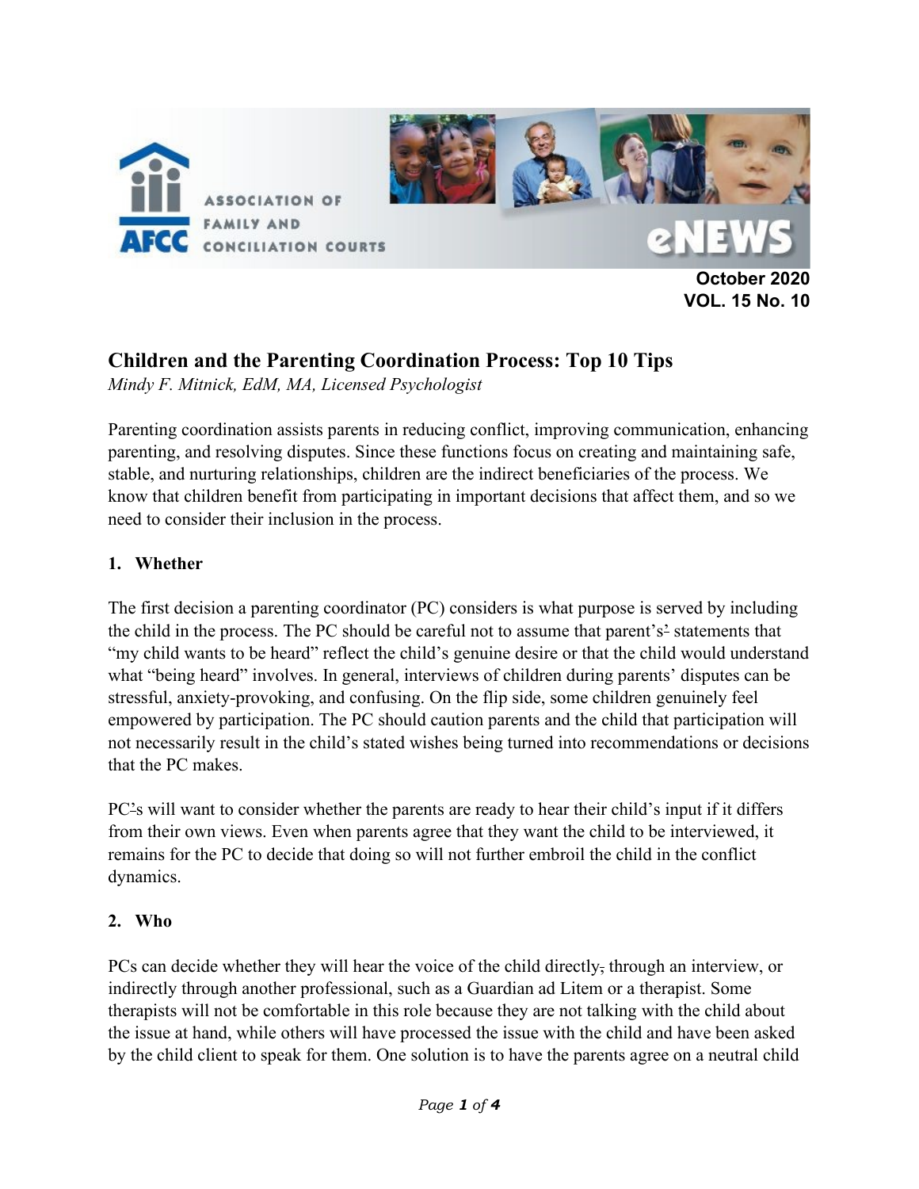October 2020
VOL. 15 No. 10

## Children and the Parenting Coordination Process: Top 10 Tips

*Mindy F. Mitnick, EdM, MA, Licensed Psychologist*

Parenting coordination assists parents in reducing conflict, improving communication, enhancing parenting, and resolving disputes. Since these functions focus on creating and maintaining safe, stable, and nurturing relationships, children are the indirect beneficiaries of the process. We know that children benefit from participating in important decisions that affect them, and so we need to consider their inclusion in the process.

### 1. Whether

The first decision a parenting coordinator (PC) considers is what purpose is served by including the child in the process. The PC should be careful not to assume that parent's statements that "my child wants to be heard" reflect the child's genuine desire or that the child would understand what "being heard" involves. In general, interviews of children during parents' disputes can be stressful, anxiety-provoking, and confusing. On the flip side, some children genuinely feel empowered by participation. The PC should caution parents and the child that participation will not necessarily result in the child's stated wishes being turned into recommendations or decisions that the PC makes.

PCs will want to consider whether the parents are ready to hear their child's input if it differs from their own views. Even when parents agree that they want the child to be interviewed, it remains for the PC to decide that doing so will not further embroil the child in the conflict dynamics.

### 2. Who

PCs can decide whether they will hear the voice of the child directly through an interview, or indirectly through another professional, such as a Guardian ad Litem or a therapist. Some therapists will not be comfortable in this role because they are not talking with the child about the issue at hand, while others will have processed the issue with the child and have been asked by the child client to speak for them. One solution is to have the parents agree on a neutral child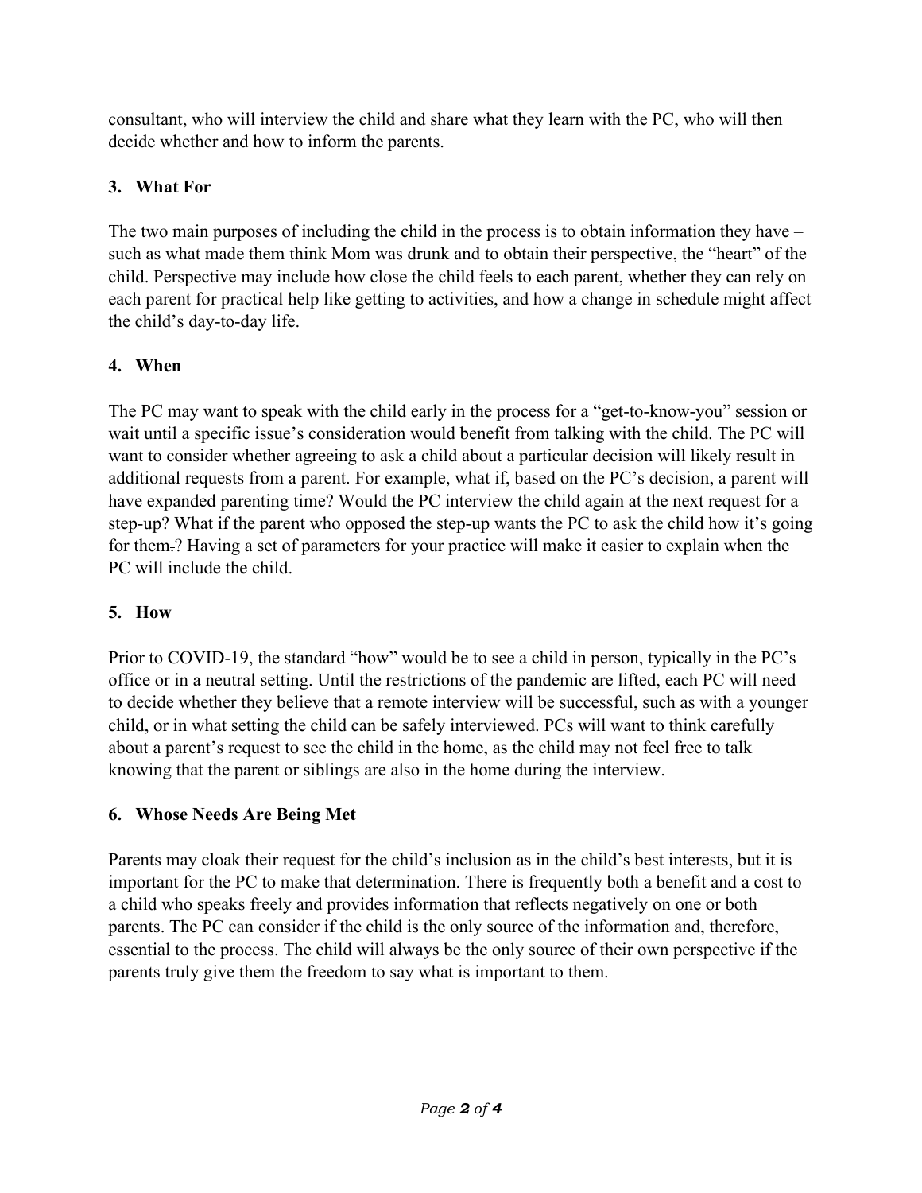consultant, who will interview the child and share what they learn with the PC, who will then decide whether and how to inform the parents.

**3. What For**

The two main purposes of including the child in the process is to obtain information they have – such as what made them think Mom was drunk and to obtain their perspective, the "heart" of the child. Perspective may include how close the child feels to each parent, whether they can rely on each parent for practical help like getting to activities, and how a change in schedule might affect the child's day-to-day life.

**4. When**

The PC may want to speak with the child early in the process for a "get-to-know-you" session or wait until a specific issue's consideration would benefit from talking with the child. The PC will want to consider whether agreeing to ask a child about a particular decision will likely result in additional requests from a parent. For example, what if, based on the PC's decision, a parent will have expanded parenting time? Would the PC interview the child again at the next request for a step-up? What if the parent who opposed the step-up wants the PC to ask the child how it's going for them.? Having a set of parameters for your practice will make it easier to explain when the PC will include the child.

**5. How**

Prior to COVID-19, the standard "how" would be to see a child in person, typically in the PC's office or in a neutral setting. Until the restrictions of the pandemic are lifted, each PC will need to decide whether they believe that a remote interview will be successful, such as with a younger child, or in what setting the child can be safely interviewed. PCs will want to think carefully about a parent's request to see the child in the home, as the child may not feel free to talk knowing that the parent or siblings are also in the home during the interview.

**6. Whose Needs Are Being Met**

Parents may cloak their request for the child's inclusion as in the child's best interests, but it is important for the PC to make that determination. There is frequently both a benefit and a cost to a child who speaks freely and provides information that reflects negatively on one or both parents. The PC can consider if the child is the only source of the information and, therefore, essential to the process. The child will always be the only source of their own perspective if the parents truly give them the freedom to say what is important to them.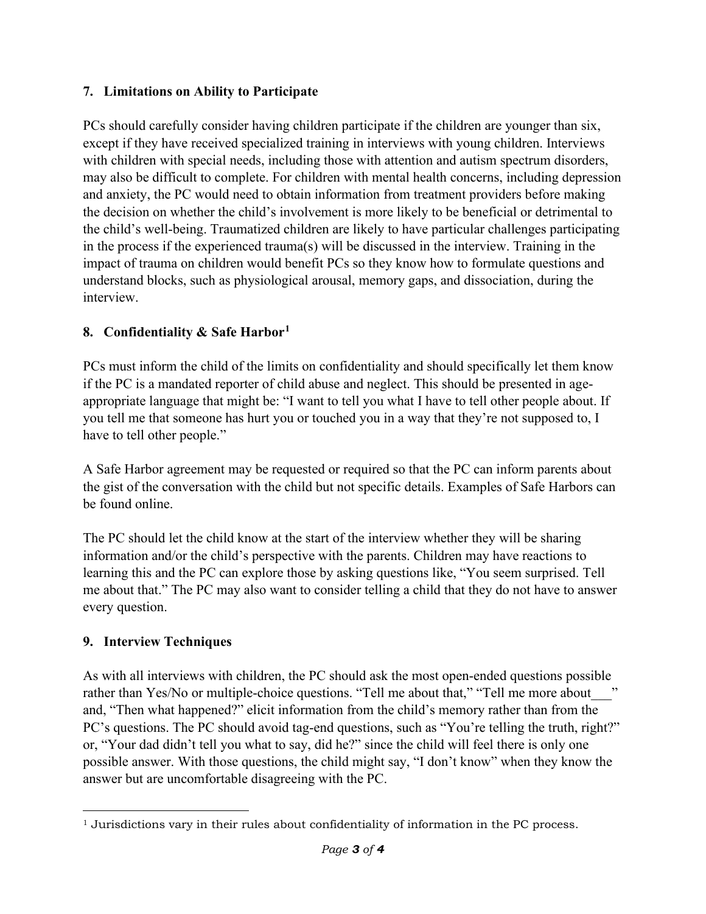## 7. Limitations on Ability to Participate

PCs should carefully consider having children participate if the children are younger than six, except if they have received specialized training in interviews with young children. Interviews with children with special needs, including those with attention and autism spectrum disorders, may also be difficult to complete. For children with mental health concerns, including depression and anxiety, the PC would need to obtain information from treatment providers before making the decision on whether the child's involvement is more likely to be beneficial or detrimental to the child's well-being. Traumatized children are likely to have particular challenges participating in the process if the experienced trauma(s) will be discussed in the interview. Training in the impact of trauma on children would benefit PCs so they know how to formulate questions and understand blocks, such as physiological arousal, memory gaps, and dissociation, during the interview.

## 8. Confidentiality & Safe Harbor[1]

PCs must inform the child of the limits on confidentiality and should specifically let them know if the PC is a mandated reporter of child abuse and neglect. This should be presented in age-appropriate language that might be: "I want to tell you what I have to tell other people about. If you tell me that someone has hurt you or touched you in a way that they're not supposed to, I have to tell other people."

A Safe Harbor agreement may be requested or required so that the PC can inform parents about the gist of the conversation with the child but not specific details. Examples of Safe Harbors can be found online.

The PC should let the child know at the start of the interview whether they will be sharing information and/or the child's perspective with the parents. Children may have reactions to learning this and the PC can explore those by asking questions like, "You seem surprised. Tell me about that." The PC may also want to consider telling a child that they do not have to answer every question.

## 9. Interview Techniques

As with all interviews with children, the PC should ask the most open-ended questions possible rather than Yes/No or multiple-choice questions. "Tell me about that," "Tell me more about___" and, "Then what happened?" elicit information from the child's memory rather than from the PC's questions. The PC should avoid tag-end questions, such as "You're telling the truth, right?" or, "Your dad didn't tell you what to say, did he?" since the child will feel there is only one possible answer. With those questions, the child might say, "I don't know" when they know the answer but are uncomfortable disagreeing with the PC.

---

[1] Jurisdictions vary in their rules about confidentiality of information in the PC process.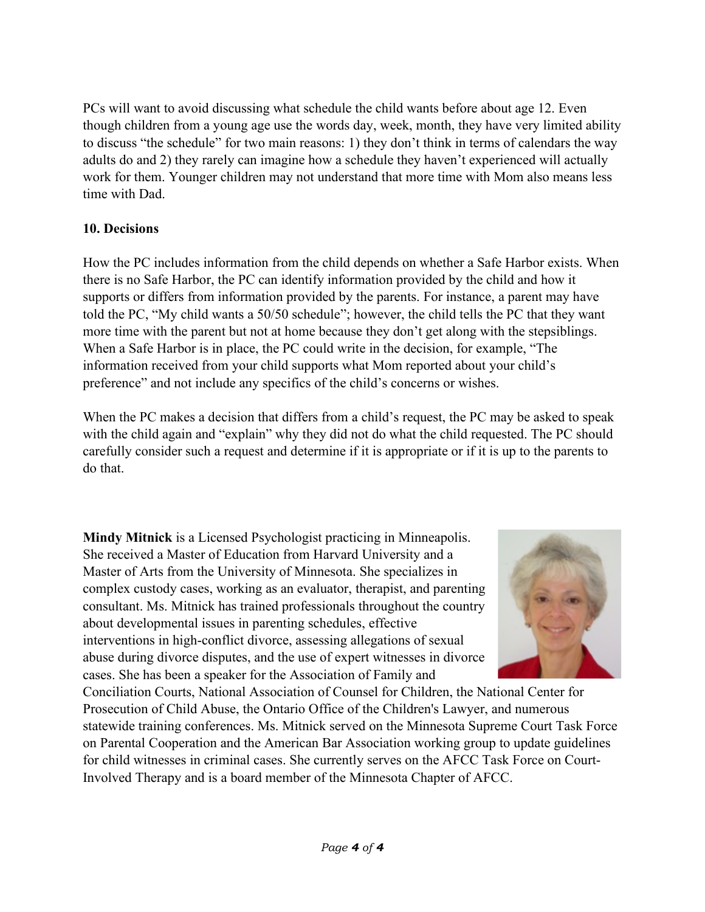PCs will want to avoid discussing what schedule the child wants before about age 12. Even though children from a young age use the words day, week, month, they have very limited ability to discuss "the schedule" for two main reasons: 1) they don't think in terms of calendars the way adults do and 2) they rarely can imagine how a schedule they haven't experienced will actually work for them. Younger children may not understand that more time with Mom also means less time with Dad.

### 10. Decisions

How the PC includes information from the child depends on whether a Safe Harbor exists. When there is no Safe Harbor, the PC can identify information provided by the child and how it supports or differs from information provided by the parents. For instance, a parent may have told the PC, "My child wants a 50/50 schedule"; however, the child tells the PC that they want more time with the parent but not at home because they don't get along with the stepsiblings. When a Safe Harbor is in place, the PC could write in the decision, for example, "The information received from your child supports what Mom reported about your child's preference" and not include any specifics of the child's concerns or wishes.

When the PC makes a decision that differs from a child's request, the PC may be asked to speak with the child again and "explain" why they did not do what the child requested. The PC should carefully consider such a request and determine if it is appropriate or if it is up to the parents to do that.

**Mindy Mitnick** is a Licensed Psychologist practicing in Minneapolis. She received a Master of Education from Harvard University and a Master of Arts from the University of Minnesota. She specializes in complex custody cases, working as an evaluator, therapist, and parenting consultant. Ms. Mitnick has trained professionals throughout the country about developmental issues in parenting schedules, effective interventions in high-conflict divorce, assessing allegations of sexual abuse during divorce disputes, and the use of expert witnesses in divorce cases. She has been a speaker for the Association of Family and Conciliation Courts, National Association of Counsel for Children, the National Center for Prosecution of Child Abuse, the Ontario Office of the Children's Lawyer, and numerous statewide training conferences. Ms. Mitnick served on the Minnesota Supreme Court Task Force on Parental Cooperation and the American Bar Association working group to update guidelines for child witnesses in criminal cases. She currently serves on the AFCC Task Force on Court-Involved Therapy and is a board member of the Minnesota Chapter of AFCC.